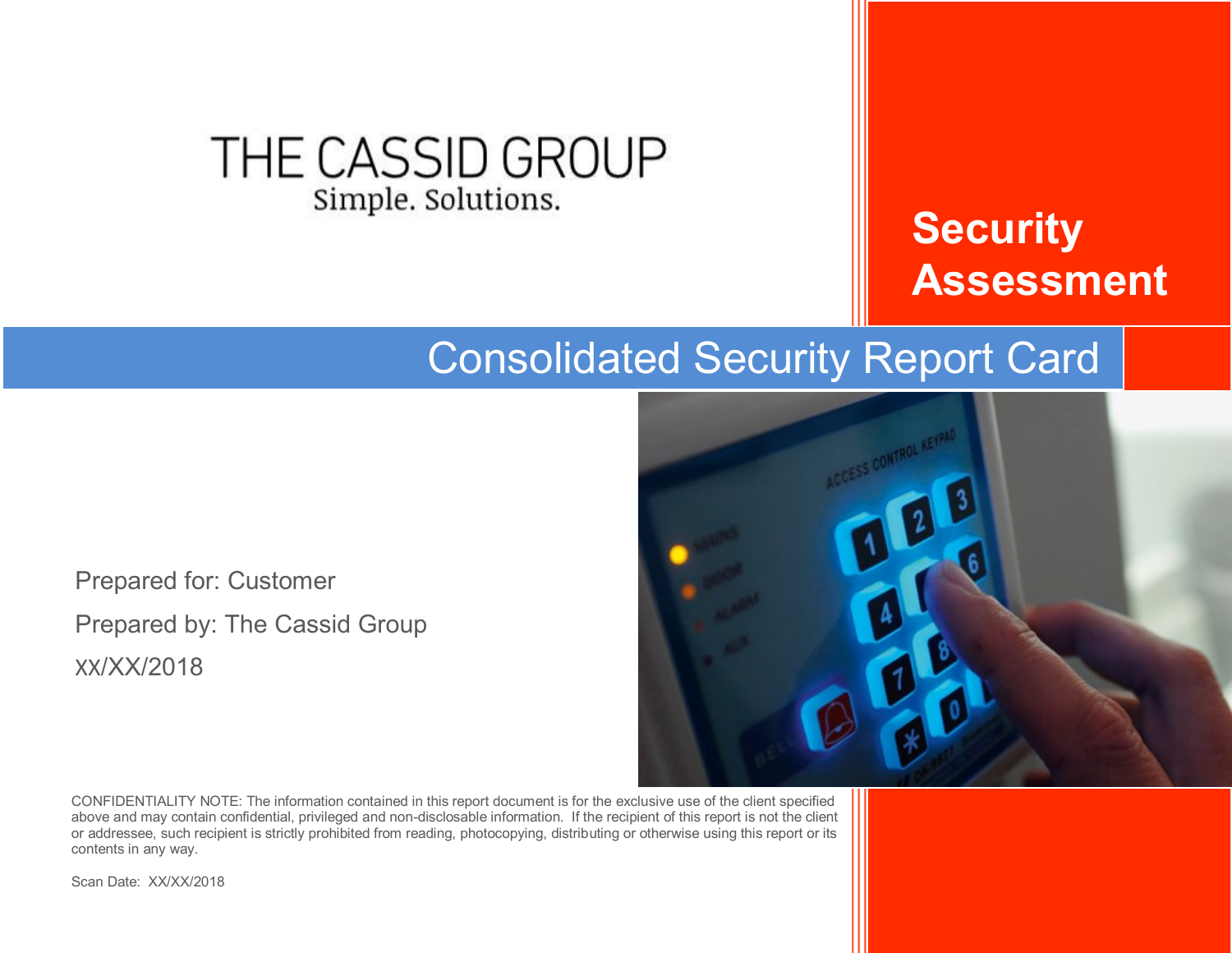THE CASSID GROUP

Simple. Solutions.

# Security Assessment

## Consolidated Security Report Card

Prepared for: Customer

Prepared by: The Cassid Group

XX/XX/2018

CONFIDENTIALITY NOTE: The information contained in this report document is for the exclusive use of the client specified above and may contain confidential, privileged and non-disclosable information. If the recipient of this report is not the client or addressee, such recipient is strictly prohibited from reading, photocopying, distributing or otherwise using this report or its contents in any way.

Scan Date: XX/XX/2018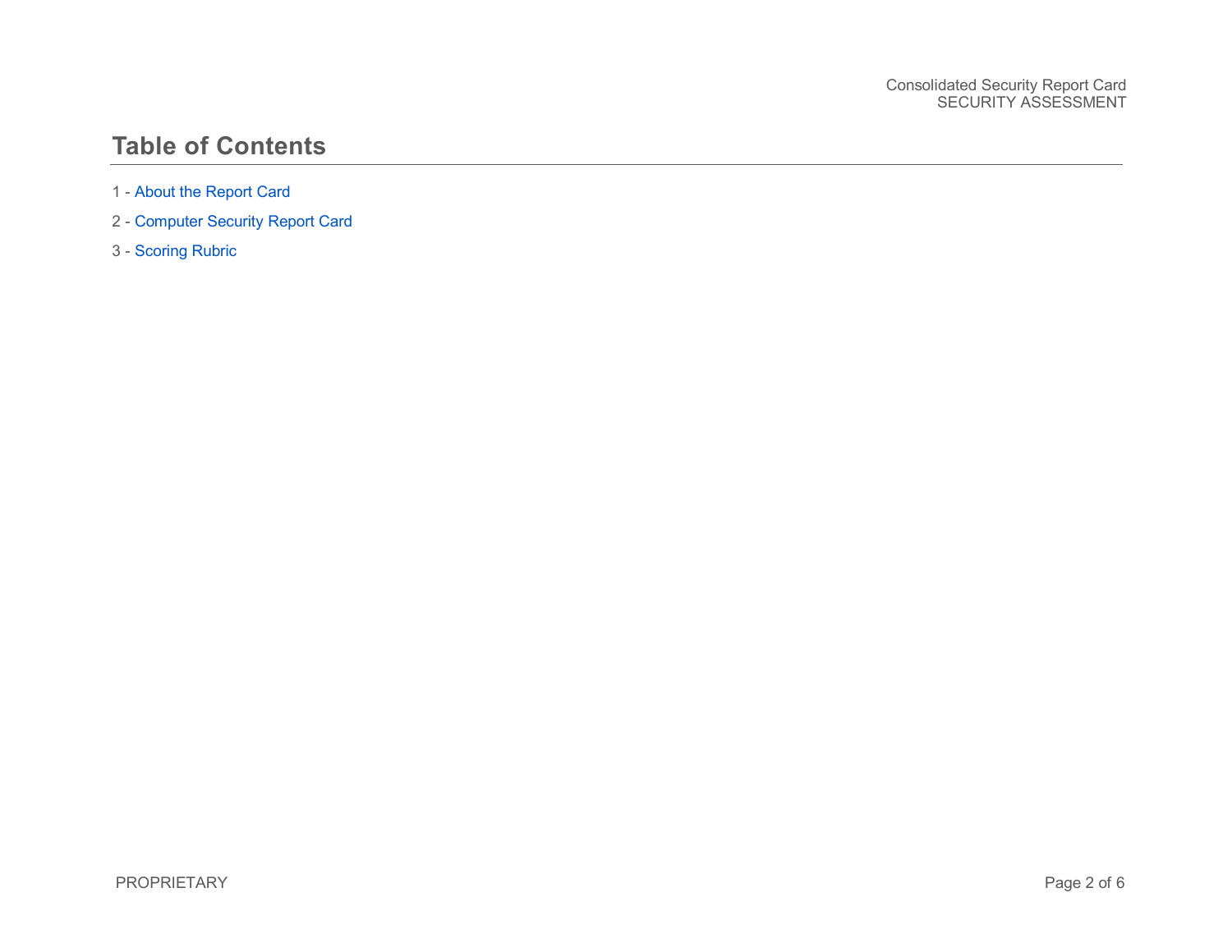# Table of Contents

1 - About the Report Card

2 - Computer Security Report Card

3 - Scoring Rubric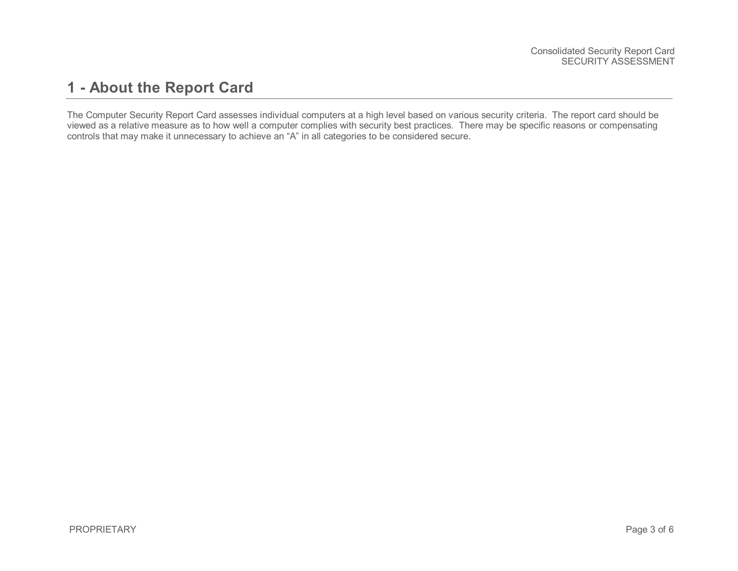# 1 - About the Report Card

The Computer Security Report Card assesses individual computers at a high level based on various security criteria. The report card should be viewed as a relative measure as to how well a computer complies with security best practices. There may be specific reasons or compensating controls that may make it unnecessary to achieve an "A" in all categories to be considered secure.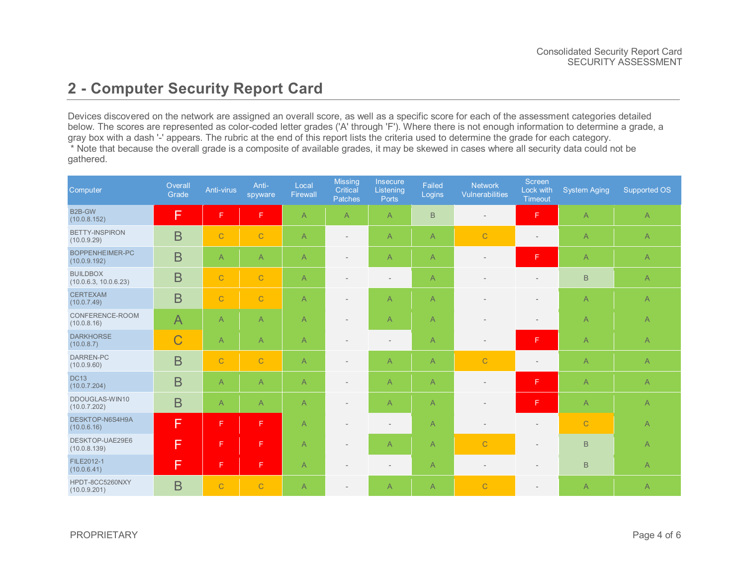## 2 - Computer Security Report Card

Devices discovered on the network are assigned an overall score, as well as a specific score for each of the assessment categories detailed below. The scores are represented as color-coded letter grades ('A' through 'F'). Where there is not enough information to determine a grade, a gray box with a dash '-' appears. The rubric at the end of this report lists the criteria used to determine the grade for each category.
 * Note that because the overall grade is a composite of available grades, it may be skewed in cases where all security data could not be gathered.

| Computer | Overall Grade | Anti-virus | Anti-spyware | Local Firewall | Missing Critical Patches | Insecure Listening Ports | Failed Logins | Network Vulnerabilities | Screen Lock with Timeout | System Aging | Supported OS |
|---|---|---|---|---|---|---|---|---|---|---|---|
| B2B-GW (10.0.8.152) | F | F | F | A | A | A | B | - | F | A | A |
| BETTY-INSPIRON (10.0.9.29) | B | C | C | A | - | A | A | C | - | A | A |
| BOPPENHEIMER-PC (10.0.9.192) | B | A | A | A | - | A | A | - | F | A | A |
| BUILDBOX (10.0.6.3, 10.0.6.23) | B | C | C | A | - | - | A | - | - | B | A |
| CERTEXAM (10.0.7.49) | B | C | C | A | - | A | A | - | - | A | A |
| CONFERENCE-ROOM (10.0.8.16) | A | A | A | A | - | A | A | - | - | A | A |
| DARKHORSE (10.0.8.7) | C | A | A | A | - | - | A | - | F | A | A |
| DARREN-PC (10.0.9.60) | B | C | C | A | - | A | A | C | - | A | A |
| DC13 (10.0.7.204) | B | A | A | A | - | A | A | - | F | A | A |
| DDOUGLAS-WIN10 (10.0.7.202) | B | A | A | A | - | A | A | - | F | A | A |
| DESKTOP-N6S4H9A (10.0.6.16) | F | F | F | A | - | - | A | - | - | C | A |
| DESKTOP-UAE29E6 (10.0.8.139) | F | F | F | A | - | A | A | C | - | B | A |
| FILE2012-1 (10.0.6.41) | F | F | F | A | - | - | A | - | - | B | A |
| HPDT-8CC5260NXY (10.0.9.201) | B | C | C | A | - | A | A | C | - | A | A |

PROPRIETARY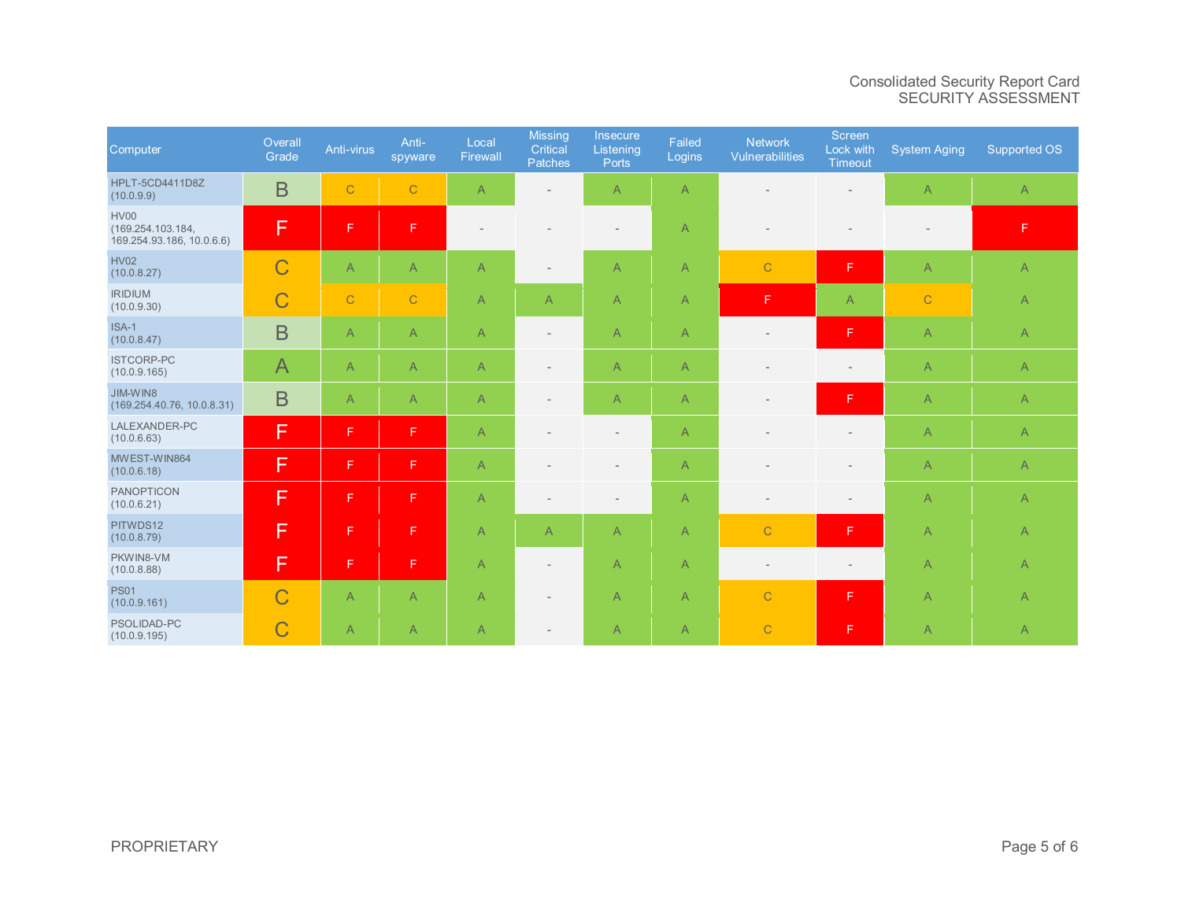Consolidated Security Report Card
SECURITY ASSESSMENT

| Computer | Overall Grade | Anti-virus | Anti-spyware | Local Firewall | Missing Critical Patches | Insecure Listening Ports | Failed Logins | Network Vulnerabilities | Screen Lock with Timeout | System Aging | Supported OS |
|---|---|---|---|---|---|---|---|---|---|---|---|
| HPLT-5CD4411D8Z (10.0.9.9) | B | C | C | A | - | A | A | - | - | A | A |
| HV00 (169.254.103.184, 169.254.93.186, 10.0.6.6) | F | F | F | - | - | - | A | - | - | - | F |
| HV02 (10.0.8.27) | C | A | A | A | - | A | A | C | F | A | A |
| IRIDIUM (10.0.9.30) | C | C | C | A | A | A | A | F | A | C | A |
| ISA-1 (10.0.8.47) | B | A | A | A | - | A | A | - | F | A | A |
| ISTCORP-PC (10.0.9.165) | A | A | A | A | - | A | A | - | - | A | A |
| JIM-WIN8 (169.254.40.76, 10.0.8.31) | B | A | A | A | - | A | A | - | F | A | A |
| LALEXANDER-PC (10.0.6.63) | F | F | F | A | - | - | A | - | - | A | A |
| MWEST-WIN864 (10.0.6.18) | F | F | F | A | - | - | A | - | - | A | A |
| PANOPTICON (10.0.6.21) | F | F | F | A | - | - | A | - | - | A | A |
| PITWDS12 (10.0.8.79) | F | F | F | A | A | A | A | C | F | A | A |
| PKWIN8-VM (10.0.8.88) | F | F | F | A | - | A | A | - | - | A | A |
| PS01 (10.0.9.161) | C | A | A | A | - | A | A | C | F | A | A |
| PSOLIDAD-PC (10.0.9.195) | C | A | A | A | - | A | A | C | F | A | A |

PROPRIETARY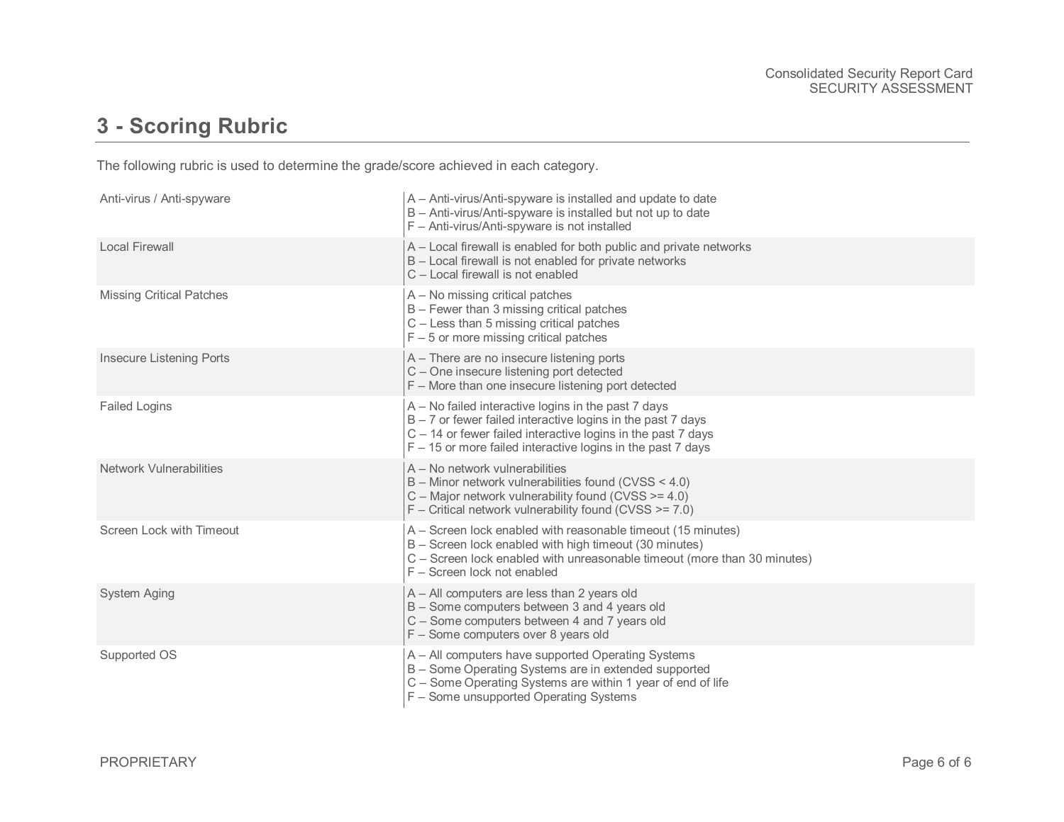## 3 - Scoring Rubric

The following rubric is used to determine the grade/score achieved in each category.

| | |
|---|---|
| Anti-virus / Anti-spyware | A – Anti-virus/Anti-spyware is installed and update to date<br>B – Anti-virus/Anti-spyware is installed but not up to date<br>F – Anti-virus/Anti-spyware is not installed |
| Local Firewall | A – Local firewall is enabled for both public and private networks<br>B – Local firewall is not enabled for private networks<br>C – Local firewall is not enabled |
| Missing Critical Patches | A – No missing critical patches<br>B – Fewer than 3 missing critical patches<br>C – Less than 5 missing critical patches<br>F – 5 or more missing critical patches |
| Insecure Listening Ports | A – There are no insecure listening ports<br>C – One insecure listening port detected<br>F – More than one insecure listening port detected |
| Failed Logins | A – No failed interactive logins in the past 7 days<br>B – 7 or fewer failed interactive logins in the past 7 days<br>C – 14 or fewer failed interactive logins in the past 7 days<br>F – 15 or more failed interactive logins in the past 7 days |
| Network Vulnerabilities | A – No network vulnerabilities<br>B – Minor network vulnerabilities found (CVSS < 4.0)<br>C – Major network vulnerability found (CVSS >= 4.0)<br>F – Critical network vulnerability found (CVSS >= 7.0) |
| Screen Lock with Timeout | A – Screen lock enabled with reasonable timeout (15 minutes)<br>B – Screen lock enabled with high timeout (30 minutes)<br>C – Screen lock enabled with unreasonable timeout (more than 30 minutes)<br>F – Screen lock not enabled |
| System Aging | A – All computers are less than 2 years old<br>B – Some computers between 3 and 4 years old<br>C – Some computers between 4 and 7 years old<br>F – Some computers over 8 years old |
| Supported OS | A – All computers have supported Operating Systems<br>B – Some Operating Systems are in extended supported<br>C – Some Operating Systems are within 1 year of end of life<br>F – Some unsupported Operating Systems |

PROPRIETARY